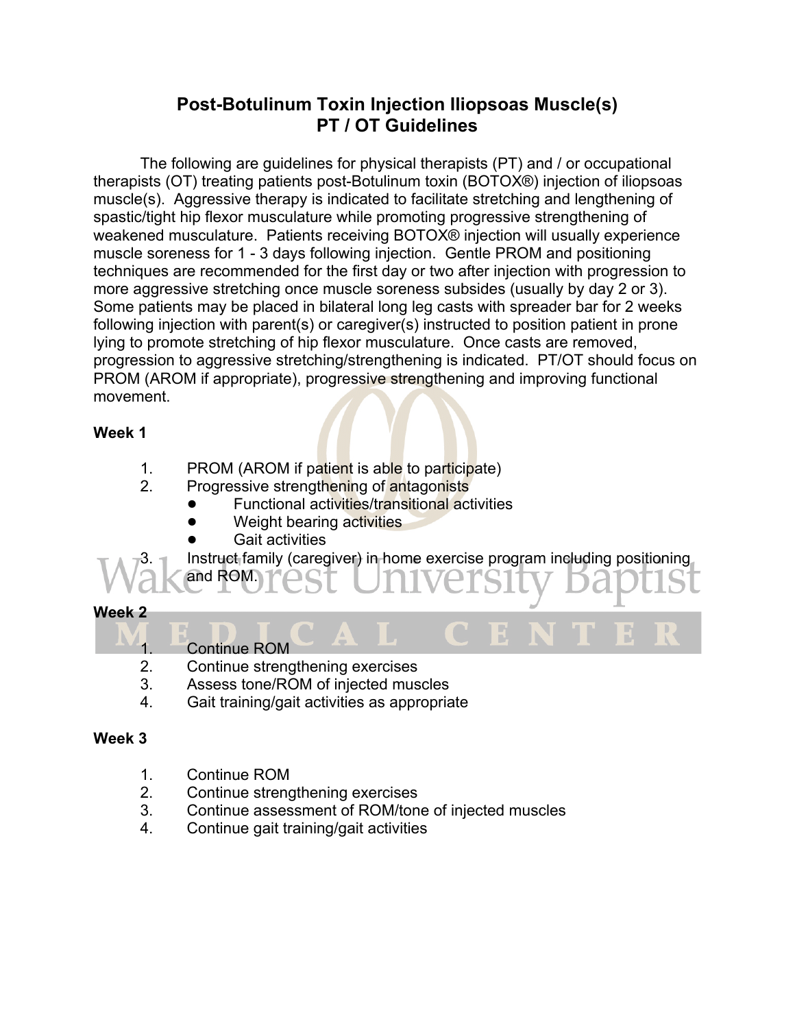# Post-Botulinum Toxin Injection Iliopsoas Muscle(s)
## PT / OT Guidelines

The following are guidelines for physical therapists (PT) and / or occupational therapists (OT) treating patients post-Botulinum toxin (BOTOX®) injection of iliopsoas muscle(s). Aggressive therapy is indicated to facilitate stretching and lengthening of spastic/tight hip flexor musculature while promoting progressive strengthening of weakened musculature. Patients receiving BOTOX® injection will usually experience muscle soreness for 1 - 3 days following injection. Gentle PROM and positioning techniques are recommended for the first day or two after injection with progression to more aggressive stretching once muscle soreness subsides (usually by day 2 or 3). Some patients may be placed in bilateral long leg casts with spreader bar for 2 weeks following injection with parent(s) or caregiver(s) instructed to position patient in prone lying to promote stretching of hip flexor musculature. Once casts are removed, progression to aggressive stretching/strengthening is indicated. PT/OT should focus on PROM (AROM if appropriate), progressive strengthening and improving functional movement.

**Week 1**

1. PROM (AROM if patient is able to participate)
2. Progressive strengthening of antagonists
   - Functional activities/transitional activities
   - Weight bearing activities
   - Gait activities
3. Instruct family (caregiver) in home exercise program including positioning and ROM.

**Week 2**

1. Continue ROM
2. Continue strengthening exercises
3. Assess tone/ROM of injected muscles
4. Gait training/gait activities as appropriate

**Week 3**

1. Continue ROM
2. Continue strengthening exercises
3. Continue assessment of ROM/tone of injected muscles
4. Continue gait training/gait activities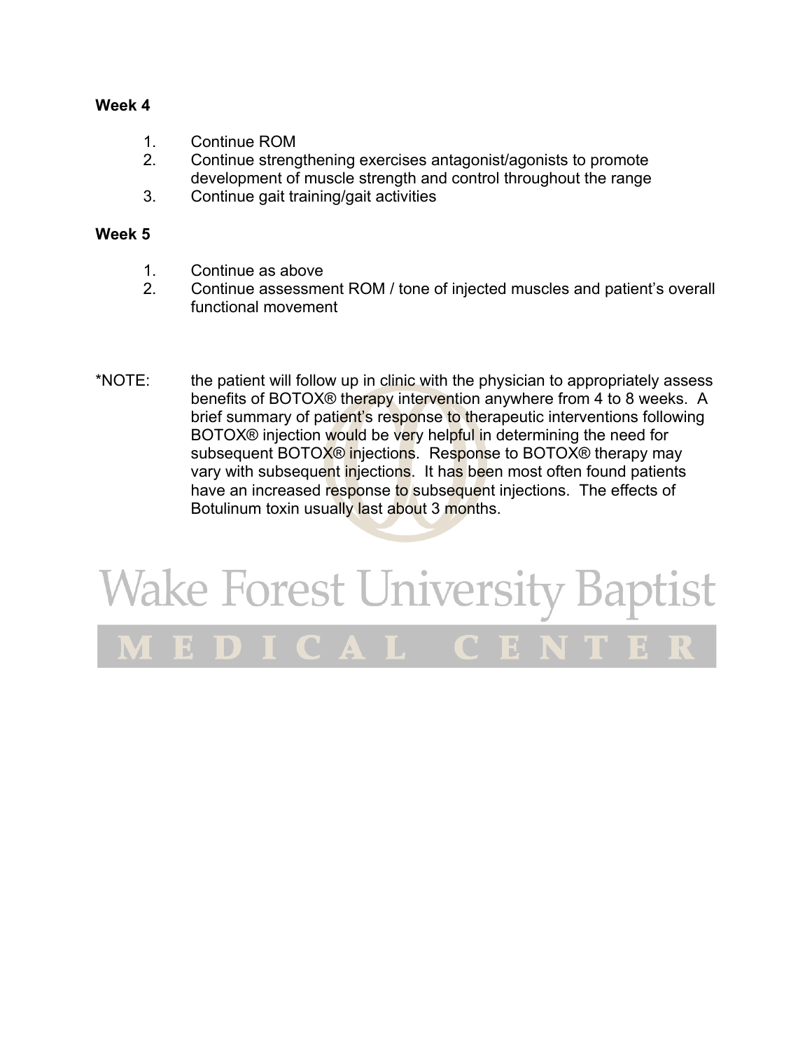**Week 4**

1. Continue ROM
2. Continue strengthening exercises antagonist/agonists to promote development of muscle strength and control throughout the range
3. Continue gait training/gait activities

**Week 5**

1. Continue as above
2. Continue assessment ROM / tone of injected muscles and patient's overall functional movement

*NOTE: the patient will follow up in clinic with the physician to appropriately assess benefits of BOTOX® therapy intervention anywhere from 4 to 8 weeks. A brief summary of patient's response to therapeutic interventions following BOTOX® injection would be very helpful in determining the need for subsequent BOTOX® injections. Response to BOTOX® therapy may vary with subsequent injections. It has been most often found patients have an increased response to subsequent injections. The effects of Botulinum toxin usually last about 3 months.

Wake Forest University Baptist

MEDICAL CENTER